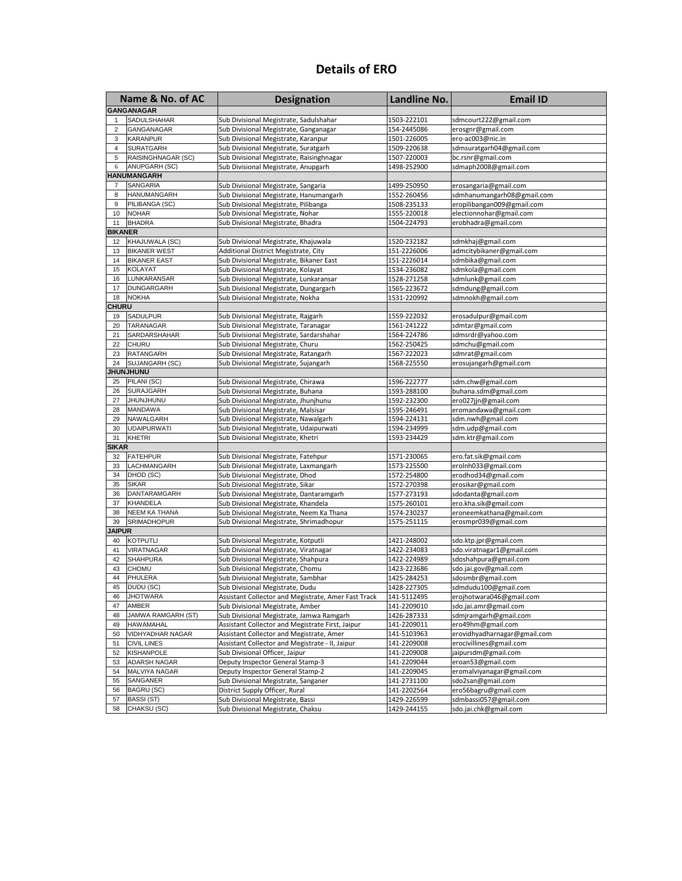# Details of ERO

| Name & No. of AC | | Designation | Landline No. | Email ID |
|---|---|---|---|---|
| **GANGANAGAR** | | | | |
| 1 | SADULSHAHAR | Sub Divisional Megistrate, Sadulshahar | 1503-222101 | sdmcourt222@gmail.com |
| 2 | GANGANAGAR | Sub Divisional Megistrate, Ganganagar | 154-2445086 | erosgnr@gmail.com |
| 3 | KARANPUR | Sub Divisional Megistrate, Karanpur | 1501-226005 | ero-ac003@nic.in |
| 4 | SURATGARH | Sub Divisional Megistrate, Suratgarh | 1509-220638 | sdmsuratgarh04@gmail.com |
| 5 | RAISINGHNAGAR (SC) | Sub Divisional Megistrate, Raisinghnagar | 1507-220003 | bc.rsnr@gmail.com |
| 6 | ANUPGARH (SC) | Sub Divisional Megistrate, Anupgarh | 1498-252900 | sdmaph2008@gmail.com |
| **HANUMANGARH** | | | | |
| 7 | SANGARIA | Sub Divisional Megistrate, Sangaria | 1499-250950 | erosangaria@gmail.com |
| 8 | HANUMANGARH | Sub Divisional Megistrate, Hanumangarh | 1552-260456 | sdmhanumangarh08@gmail.com |
| 9 | PILIBANGA (SC) | Sub Divisional Megistrate, Pilibanga | 1508-235133 | eropilibangan009@gmail.com |
| 10 | NOHAR | Sub Divisional Megistrate, Nohar | 1555-220018 | electionnohar@gmail.com |
| 11 | BHADRA | Sub Divisional Megistrate, Bhadra | 1504-224793 | erobhadra@gmail.com |
| **BIKANER** | | | | |
| 12 | KHAJUWALA (SC) | Sub Divisional Megistrate, Khajuwala | 1520-232182 | sdmkhaj@gmail.com |
| 13 | BIKANER WEST | Additional District Megistrate, City | 151-2226006 | admcitybikaner@gmail.com |
| 14 | BIKANER EAST | Sub Divisional Megistrate, Bikaner East | 151-2226014 | sdmbika@gmail.com |
| 15 | KOLAYAT | Sub Divisional Megistrate, Kolayat | 1534-236082 | sdmkola@gmail.com |
| 16 | LUNKARANSAR | Sub Divisional Megistrate, Lunkaransar | 1528-271258 | sdmlunk@gmail.com |
| 17 | DUNGARGARH | Sub Divisional Megistrate, Dungargarh | 1565-223672 | sdmdung@gmail.com |
| 18 | NOKHA | Sub Divisional Megistrate, Nokha | 1531-220992 | sdmnokh@gmail.com |
| **CHURU** | | | | |
| 19 | SADULPUR | Sub Divisional Megistrate, Rajgarh | 1559-222032 | erosadulpur@gmail.com |
| 20 | TARANAGAR | Sub Divisional Megistrate, Taranagar | 1561-241222 | sdmtar@gmail.com |
| 21 | SARDARSHAHAR | Sub Divisional Megistrate, Sardarshahar | 1564-224786 | sdmsrdr@yahoo.com |
| 22 | CHURU | Sub Divisional Megistrate, Churu | 1562-250425 | sdmchu@gmail.com |
| 23 | RATANGARH | Sub Divisional Megistrate, Ratangarh | 1567-222023 | sdmrat@gmail.com |
| 24 | SUJANGARH (SC) | Sub Divisional Megistrate, Sujangarh | 1568-225550 | erosujangarh@gmail.com |
| **JHUNJHUNU** | | | | |
| 25 | PILANI (SC) | Sub Divisional Megistrate, Chirawa | 1596-222777 | sdm.chw@gmail.com |
| 26 | SURAJGARH | Sub Divisional Megistrate, Buhana | 1593-288100 | buhana.sdm@gmail.com |
| 27 | JHUNJHUNU | Sub Divisional Megistrate, Jhunjhunu | 1592-232300 | ero027jjn@gmail.com |
| 28 | MANDAWA | Sub Divisional Megistrate, Malsisar | 1595-246491 | eromandawa@gmail.com |
| 29 | NAWALGARH | Sub Divisional Megistrate, Nawalgarh | 1594-224131 | sdm.nwh@gmail.com |
| 30 | UDAIPURWATI | Sub Divisional Megistrate, Udaipurwati | 1594-234999 | sdm.udp@gmail.com |
| 31 | KHETRI | Sub Divisional Megistrate, Khetri | 1593-234429 | sdm.ktr@gmail.com |
| **SIKAR** | | | | |
| 32 | FATEHPUR | Sub Divisional Megistrate, Fatehpur | 1571-230065 | ero.fat.sik@gmail.com |
| 33 | LACHMANGARH | Sub Divisional Megistrate, Laxmangarh | 1573-225500 | erolnh033@gmail.com |
| 34 | DHOD (SC) | Sub Divisional Megistrate, Dhod | 1572-254800 | erodhod34@gmail.com |
| 35 | SIKAR | Sub Divisional Megistrate, Sikar | 1572-270398 | erosikar@gmail.com |
| 36 | DANTARAMGARH | Sub Divisional Megistrate, Dantaramgarh | 1577-273193 | sdodanta@gmail.com |
| 37 | KHANDELA | Sub Divisional Megistrate, Khandela | 1575-260101 | ero.kha.sik@gmail.com |
| 38 | NEEM KA THANA | Sub Divisional Megistrate, Neem Ka Thana | 1574-230237 | eroneemkathana@gmail.com |
| 39 | SRIMADHOPUR | Sub Divisional Megistrate, Shrimadhopur | 1575-251115 | erosmpr039@gmail.com |
| **JAIPUR** | | | | |
| 40 | KOTPUTLI | Sub Divisional Megistrate, Kotputli | 1421-248002 | sdo.ktp.jpr@gmail.com |
| 41 | VIRATNAGAR | Sub Divisional Megistrate, Viratnagar | 1422-234083 | sdo.viratnagar1@gmail.com |
| 42 | SHAHPURA | Sub Divisional Megistrate, Shahpura | 1422-224989 | sdoshahpura@gmail.com |
| 43 | CHOMU | Sub Divisional Megistrate, Chomu | 1423-223686 | sdo.jai.gov@gmail.com |
| 44 | PHULERA | Sub Divisional Megistrate, Sambhar | 1425-284253 | sdosmbr@gmail.com |
| 45 | DUDU (SC) | Sub Divisional Megistrate, Dudu | 1428-227305 | sdmdudu100@gmail.com |
| 46 | JHOTWARA | Assistant Collector and Megistrate, Amer Fast Track | 141-5112495 | erojhotwara046@gmail.com |
| 47 | AMBER | Sub Divisional Megistrate, Amber | 141-2209010 | sdo.jai.amr@gmail.com |
| 48 | JAMWA RAMGARH (ST) | Sub Divisional Megistrate, Jamwa Ramgarh | 1426-287333 | sdmjramgarh@gmail.com |
| 49 | HAWAMAHAL | Assistant Collector and Megistrate First, Jaipur | 141-2209011 | ero49hm@gmail.com |
| 50 | VIDHYADHAR NAGAR | Assistant Collector and Megistrate, Amer | 141-5103963 | erovidhyadharnagar@gmail.com |
| 51 | CIVIL LINES | Assistant Collector and Megistrate - II, Jaipur | 141-2209008 | erocivillines@gmail.com |
| 52 | KISHANPOLE | Sub Divisional Officer, Jaipur | 141-2209008 | jaipursdm@gmail.com |
| 53 | ADARSH NAGAR | Deputy Inspector General Stamp-3 | 141-2209044 | eroan53@gmail.com |
| 54 | MALVIYA NAGAR | Deputy Inspector General Stamp-2 | 141-2209045 | eromalviyanagar@gmail.com |
| 55 | SANGANER | Sub Divisional Megistrate, Sanganer | 141-2731100 | sdo2san@gmail.com |
| 56 | BAGRU (SC) | District Supply Officer, Rural | 141-2202564 | ero56bagru@gmail.com |
| 57 | BASSI (ST) | Sub Divisional Megistrate, Bassi | 1429-226599 | sdmbassi057@gmail.com |
| 58 | CHAKSU (SC) | Sub Divisional Megistrate, Chaksu | 1429-244155 | sdo.jai.chk@gmail.com |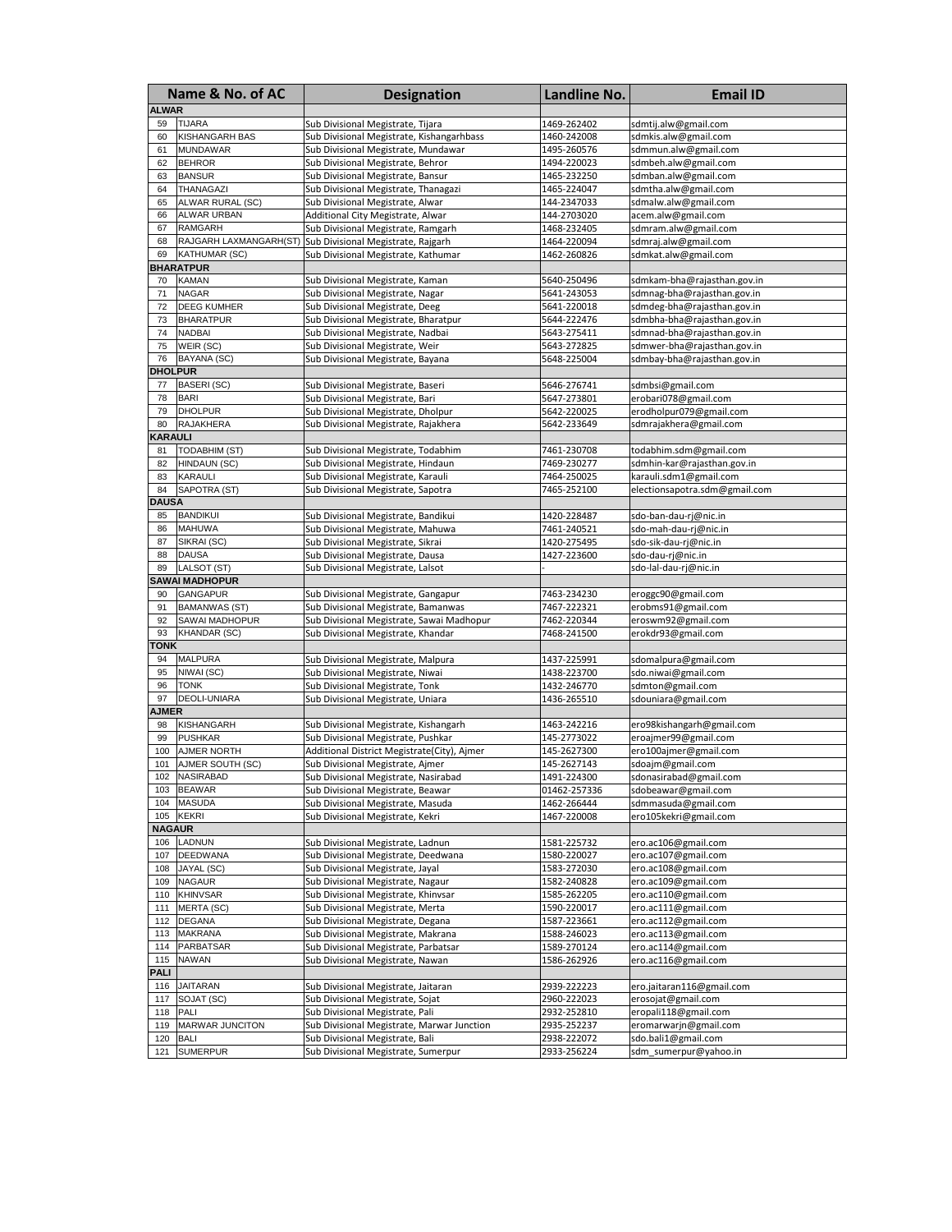| Name & No. of AC | | Designation | Landline No. | Email ID |
|---|---|---|---|---|
| **ALWAR** | | | | |
| 59 | TIJARA | Sub Divisional Megistrate, Tijara | 1469-262402 | sdmtij.alw@gmail.com |
| 60 | KISHANGARH BAS | Sub Divisional Megistrate, Kishangarhbass | 1460-242008 | sdmkis.alw@gmail.com |
| 61 | MUNDAWAR | Sub Divisional Megistrate, Mundawar | 1495-260576 | sdmmun.alw@gmail.com |
| 62 | BEHROR | Sub Divisional Megistrate, Behror | 1494-220023 | sdmbeh.alw@gmail.com |
| 63 | BANSUR | Sub Divisional Megistrate, Bansur | 1465-232250 | sdmban.alw@gmail.com |
| 64 | THANAGAZI | Sub Divisional Megistrate, Thanagazi | 1465-224047 | sdmtha.alw@gmail.com |
| 65 | ALWAR RURAL (SC) | Sub Divisional Megistrate, Alwar | 144-2347033 | sdmalw.alw@gmail.com |
| 66 | ALWAR URBAN | Additional City Megistrate, Alwar | 144-2703020 | acem.alw@gmail.com |
| 67 | RAMGARH | Sub Divisional Megistrate, Ramgarh | 1468-232405 | sdmram.alw@gmail.com |
| 68 | RAJGARH LAXMANGARH(ST) | Sub Divisional Megistrate, Rajgarh | 1464-220094 | sdmraj.alw@gmail.com |
| 69 | KATHUMAR (SC) | Sub Divisional Megistrate, Kathumar | 1462-260826 | sdmkat.alw@gmail.com |
| **BHARATPUR** | | | | |
| 70 | KAMAN | Sub Divisional Megistrate, Kaman | 5640-250496 | sdmkam-bha@rajasthan.gov.in |
| 71 | NAGAR | Sub Divisional Megistrate, Nagar | 5641-243053 | sdmnag-bha@rajasthan.gov.in |
| 72 | DEEG KUMHER | Sub Divisional Megistrate, Deeg | 5641-220018 | sdmdeg-bha@rajasthan.gov.in |
| 73 | BHARATPUR | Sub Divisional Megistrate, Bharatpur | 5644-222476 | sdmbha-bha@rajasthan.gov.in |
| 74 | NADBAI | Sub Divisional Megistrate, Nadbai | 5643-275411 | sdmnad-bha@rajasthan.gov.in |
| 75 | WEIR (SC) | Sub Divisional Megistrate, Weir | 5643-272825 | sdmwer-bha@rajasthan.gov.in |
| 76 | BAYANA (SC) | Sub Divisional Megistrate, Bayana | 5648-225004 | sdmbay-bha@rajasthan.gov.in |
| **DHOLPUR** | | | | |
| 77 | BASERI (SC) | Sub Divisional Megistrate, Baseri | 5646-276741 | sdmbsi@gmail.com |
| 78 | BARI | Sub Divisional Megistrate, Bari | 5647-273801 | erobari078@gmail.com |
| 79 | DHOLPUR | Sub Divisional Megistrate, Dholpur | 5642-220025 | erodholpur079@gmail.com |
| 80 | RAJAKHERA | Sub Divisional Megistrate, Rajakhera | 5642-233649 | sdmrajakhera@gmail.com |
| **KARAULI** | | | | |
| 81 | TODABHIM (ST) | Sub Divisional Megistrate, Todabhim | 7461-230708 | todabhim.sdm@gmail.com |
| 82 | HINDAUN (SC) | Sub Divisional Megistrate, Hindaun | 7469-230277 | sdmhin-kar@rajasthan.gov.in |
| 83 | KARAULI | Sub Divisional Megistrate, Karauli | 7464-250025 | karauli.sdm1@gmail.com |
| 84 | SAPOTRA (ST) | Sub Divisional Megistrate, Sapotra | 7465-252100 | electionsapotra.sdm@gmail.com |
| **DAUSA** | | | | |
| 85 | BANDIKUI | Sub Divisional Megistrate, Bandikui | 1420-228487 | sdo-ban-dau-rj@nic.in |
| 86 | MAHUWA | Sub Divisional Megistrate, Mahuwa | 7461-240521 | sdo-mah-dau-rj@nic.in |
| 87 | SIKRAI (SC) | Sub Divisional Megistrate, Sikrai | 1420-275495 | sdo-sik-dau-rj@nic.in |
| 88 | DAUSA | Sub Divisional Megistrate, Dausa | 1427-223600 | sdo-dau-rj@nic.in |
| 89 | LALSOT (ST) | Sub Divisional Megistrate, Lalsot | - | sdo-lal-dau-rj@nic.in |
| **SAWAI MADHOPUR** | | | | |
| 90 | GANGAPUR | Sub Divisional Megistrate, Gangapur | 7463-234230 | eroggc90@gmail.com |
| 91 | BAMANWAS (ST) | Sub Divisional Megistrate, Bamanwas | 7467-222321 | erobms91@gmail.com |
| 92 | SAWAI MADHOPUR | Sub Divisional Megistrate, Sawai Madhopur | 7462-220344 | eroswm92@gmail.com |
| 93 | KHANDAR (SC) | Sub Divisional Megistrate, Khandar | 7468-241500 | erokdr93@gmail.com |
| **TONK** | | | | |
| 94 | MALPURA | Sub Divisional Megistrate, Malpura | 1437-225991 | sdomalpura@gmail.com |
| 95 | NIWAI (SC) | Sub Divisional Megistrate, Niwai | 1438-223700 | sdo.niwai@gmail.com |
| 96 | TONK | Sub Divisional Megistrate, Tonk | 1432-246770 | sdmton@gmail.com |
| 97 | DEOLI-UNIARA | Sub Divisional Megistrate, Uniara | 1436-265510 | sdouniara@gmail.com |
| **AJMER** | | | | |
| 98 | KISHANGARH | Sub Divisional Megistrate, Kishangarh | 1463-242216 | ero98kishangarh@gmail.com |
| 99 | PUSHKAR | Sub Divisional Megistrate, Pushkar | 145-2773022 | eroajmer99@gmail.com |
| 100 | AJMER NORTH | Additional District Megistrate(City), Ajmer | 145-2627300 | ero100ajmer@gmail.com |
| 101 | AJMER SOUTH (SC) | Sub Divisional Megistrate, Ajmer | 145-2627143 | sdoajm@gmail.com |
| 102 | NASIRABAD | Sub Divisional Megistrate, Nasirabad | 1491-224300 | sdonasirabad@gmail.com |
| 103 | BEAWAR | Sub Divisional Megistrate, Beawar | 01462-257336 | sdobeawar@gmail.com |
| 104 | MASUDA | Sub Divisional Megistrate, Masuda | 1462-266444 | sdmmasuda@gmail.com |
| 105 | KEKRI | Sub Divisional Megistrate, Kekri | 1467-220008 | ero105kekri@gmail.com |
| **NAGAUR** | | | | |
| 106 | LADNUN | Sub Divisional Megistrate, Ladnun | 1581-225732 | ero.ac106@gmail.com |
| 107 | DEEDWANA | Sub Divisional Megistrate, Deedwana | 1580-220027 | ero.ac107@gmail.com |
| 108 | JAYAL (SC) | Sub Divisional Megistrate, Jayal | 1583-272030 | ero.ac108@gmail.com |
| 109 | NAGAUR | Sub Divisional Megistrate, Nagaur | 1582-240828 | ero.ac109@gmail.com |
| 110 | KHINVSAR | Sub Divisional Megistrate, Khinvsar | 1585-262205 | ero.ac110@gmail.com |
| 111 | MERTA (SC) | Sub Divisional Megistrate, Merta | 1590-220017 | ero.ac111@gmail.com |
| 112 | DEGANA | Sub Divisional Megistrate, Degana | 1587-223661 | ero.ac112@gmail.com |
| 113 | MAKRANA | Sub Divisional Megistrate, Makrana | 1588-246023 | ero.ac113@gmail.com |
| 114 | PARBATSAR | Sub Divisional Megistrate, Parbatsar | 1589-270124 | ero.ac114@gmail.com |
| 115 | NAWAN | Sub Divisional Megistrate, Nawan | 1586-262926 | ero.ac116@gmail.com |
| **PALI** | | | | |
| 116 | JAITARAN | Sub Divisional Megistrate, Jaitaran | 2939-222223 | ero.jaitaran116@gmail.com |
| 117 | SOJAT (SC) | Sub Divisional Megistrate, Sojat | 2960-222023 | erosojat@gmail.com |
| 118 | PALI | Sub Divisional Megistrate, Pali | 2932-252810 | eropali118@gmail.com |
| 119 | MARWAR JUNCITON | Sub Divisional Megistrate, Marwar Junction | 2935-252237 | eromarwarjn@gmail.com |
| 120 | BALI | Sub Divisional Megistrate, Bali | 2938-222072 | sdo.bali1@gmail.com |
| 121 | SUMERPUR | Sub Divisional Megistrate, Sumerpur | 2933-256224 | sdm_sumerpur@yahoo.in |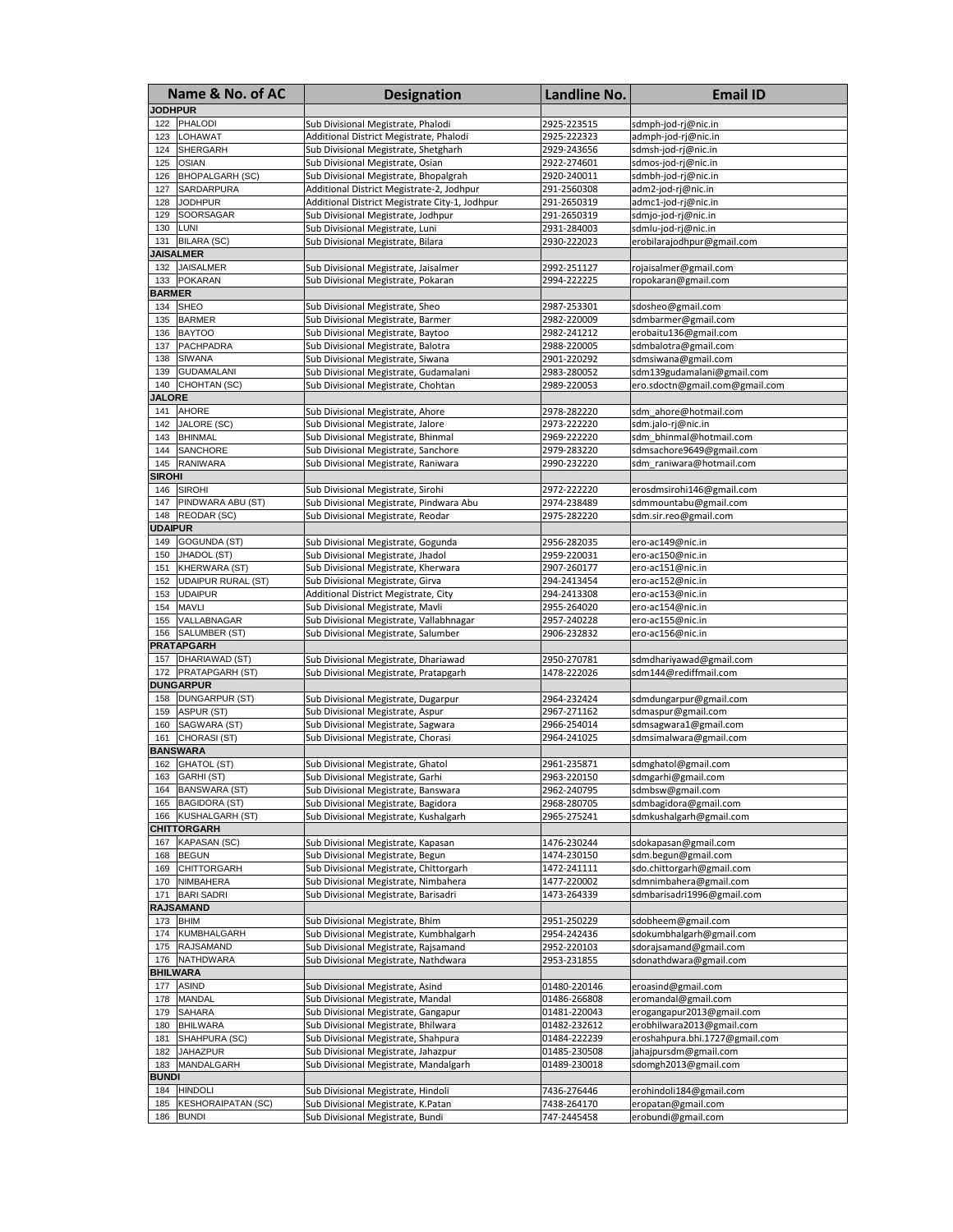| Name & No. of AC | | Designation | Landline No. | Email ID |
|---|---|---|---|---|
| **JODHPUR** | | | | |
| 122 | PHALODI | Sub Divisional Megistrate, Phalodi | 2925-223515 | sdmph-jod-rj@nic.in |
| 123 | LOHAWAT | Additional District Megistrate, Phalodi | 2925-222323 | admph-jod-rj@nic.in |
| 124 | SHERGARH | Sub Divisional Megistrate, Shetgharh | 2929-243656 | sdmsh-jod-rj@nic.in |
| 125 | OSIAN | Sub Divisional Megistrate, Osian | 2922-274601 | sdmos-jod-rj@nic.in |
| 126 | BHOPALGARH (SC) | Sub Divisional Megistrate, Bhopalgrah | 2920-240011 | sdmbh-jod-rj@nic.in |
| 127 | SARDARPURA | Additional District Megistrate-2, Jodhpur | 291-2560308 | adm2-jod-rj@nic.in |
| 128 | JODHPUR | Additional District Megistrate City-1, Jodhpur | 291-2650319 | admc1-jod-rj@nic.in |
| 129 | SOORSAGAR | Sub Divisional Megistrate, Jodhpur | 291-2650319 | sdmjo-jod-rj@nic.in |
| 130 | LUNI | Sub Divisional Megistrate, Luni | 2931-284003 | sdmlu-jod-rj@nic.in |
| 131 | BILARA (SC) | Sub Divisional Megistrate, Bilara | 2930-222023 | erobilarajodhpur@gmail.com |
| **JAISALMER** | | | | |
| 132 | JAISALMER | Sub Divisional Megistrate, Jaisalmer | 2992-251127 | rojaisalmer@gmail.com |
| 133 | POKARAN | Sub Divisional Megistrate, Pokaran | 2994-222225 | ropokaran@gmail.com |
| **BARMER** | | | | |
| 134 | SHEO | Sub Divisional Megistrate, Sheo | 2987-253301 | sdosheo@gmail.com |
| 135 | BARMER | Sub Divisional Megistrate, Barmer | 2982-220009 | sdmbarmer@gmail.com |
| 136 | BAYTOO | Sub Divisional Megistrate, Baytoo | 2982-241212 | erobaitu136@gmail.com |
| 137 | PACHPADRA | Sub Divisional Megistrate, Balotra | 2988-220005 | sdmbalotra@gmail.com |
| 138 | SIWANA | Sub Divisional Megistrate, Siwana | 2901-220292 | sdmsiwana@gmail.com |
| 139 | GUDAMALANI | Sub Divisional Megistrate, Gudamalani | 2983-280052 | sdm139gudamalani@gmail.com |
| 140 | CHOHTAN (SC) | Sub Divisional Megistrate, Chohtan | 2989-220053 | ero.sdoctn@gmail.com@gmail.com |
| **JALORE** | | | | |
| 141 | AHORE | Sub Divisional Megistrate, Ahore | 2978-282220 | sdm_ahore@hotmail.com |
| 142 | JALORE (SC) | Sub Divisional Megistrate, Jalore | 2973-222220 | sdm.jalo-rj@nic.in |
| 143 | BHINMAL | Sub Divisional Megistrate, Bhinmal | 2969-222220 | sdm_bhinmal@hotmail.com |
| 144 | SANCHORE | Sub Divisional Megistrate, Sanchore | 2979-283220 | sdmsachore9649@gmail.com |
| 145 | RANIWARA | Sub Divisional Megistrate, Raniwara | 2990-232220 | sdm_raniwara@hotmail.com |
| **SIROHI** | | | | |
| 146 | SIROHI | Sub Divisional Megistrate, Sirohi | 2972-222220 | erosdmsirohi146@gmail.com |
| 147 | PINDWARA ABU (ST) | Sub Divisional Megistrate, Pindwara Abu | 2974-238489 | sdmmountabu@gmail.com |
| 148 | REODAR (SC) | Sub Divisional Megistrate, Reodar | 2975-282220 | sdm.sir.reo@gmail.com |
| **UDAIPUR** | | | | |
| 149 | GOGUNDA (ST) | Sub Divisional Megistrate, Gogunda | 2956-282035 | ero-ac149@nic.in |
| 150 | JHADOL (ST) | Sub Divisional Megistrate, Jhadol | 2959-220031 | ero-ac150@nic.in |
| 151 | KHERWARA (ST) | Sub Divisional Megistrate, Kherwara | 2907-260177 | ero-ac151@nic.in |
| 152 | UDAIPUR RURAL (ST) | Sub Divisional Megistrate, Girva | 294-2413454 | ero-ac152@nic.in |
| 153 | UDAIPUR | Additional District Megistrate, City | 294-2413308 | ero-ac153@nic.in |
| 154 | MAVLI | Sub Divisional Megistrate, Mavli | 2955-264020 | ero-ac154@nic.in |
| 155 | VALLABNAGAR | Sub Divisional Megistrate, Vallabhnagar | 2957-240228 | ero-ac155@nic.in |
| 156 | SALUMBER (ST) | Sub Divisional Megistrate, Salumber | 2906-232832 | ero-ac156@nic.in |
| **PRATAPGARH** | | | | |
| 157 | DHARIAWAD (ST) | Sub Divisional Megistrate, Dhariawad | 2950-270781 | sdmdhariyawad@gmail.com |
| 172 | PRATAPGARH (ST) | Sub Divisional Megistrate, Pratapgarh | 1478-222026 | sdm144@rediffmail.com |
| **DUNGARPUR** | | | | |
| 158 | DUNGARPUR (ST) | Sub Divisional Megistrate, Dugarpur | 2964-232424 | sdmdungarpur@gmail.com |
| 159 | ASPUR (ST) | Sub Divisional Megistrate, Aspur | 2967-271162 | sdmaspur@gmail.com |
| 160 | SAGWARA (ST) | Sub Divisional Megistrate, Sagwara | 2966-254014 | sdmsagwara1@gmail.com |
| 161 | CHORASI (ST) | Sub Divisional Megistrate, Chorasi | 2964-241025 | sdmsimalwara@gmail.com |
| **BANSWARA** | | | | |
| 162 | GHATOL (ST) | Sub Divisional Megistrate, Ghatol | 2961-235871 | sdmghatol@gmail.com |
| 163 | GARHI (ST) | Sub Divisional Megistrate, Garhi | 2963-220150 | sdmgarhi@gmail.com |
| 164 | BANSWARA (ST) | Sub Divisional Megistrate, Banswara | 2962-240795 | sdmbsw@gmail.com |
| 165 | BAGIDORA (ST) | Sub Divisional Megistrate, Bagidora | 2968-280705 | sdmbagidora@gmail.com |
| 166 | KUSHALGARH (ST) | Sub Divisional Megistrate, Kushalgarh | 2965-275241 | sdmkushalgarh@gmail.com |
| **CHITTORGARH** | | | | |
| 167 | KAPASAN (SC) | Sub Divisional Megistrate, Kapasan | 1476-230244 | sdokapasan@gmail.com |
| 168 | BEGUN | Sub Divisional Megistrate, Begun | 1474-230150 | sdm.begun@gmail.com |
| 169 | CHITTORGARH | Sub Divisional Megistrate, Chittorgarh | 1472-241111 | sdo.chittorgarh@gmail.com |
| 170 | NIMBAHERA | Sub Divisional Megistrate, Nimbahera | 1477-220002 | sdmnimbahera@gmail.com |
| 171 | BARI SADRI | Sub Divisional Megistrate, Barisadri | 1473-264339 | sdmbarisadri1996@gmail.com |
| **RAJSAMAND** | | | | |
| 173 | BHIM | Sub Divisional Megistrate, Bhim | 2951-250229 | sdobheem@gmail.com |
| 174 | KUMBHALGARH | Sub Divisional Megistrate, Kumbhalgarh | 2954-242436 | sdokumbhalgarh@gmail.com |
| 175 | RAJSAMAND | Sub Divisional Megistrate, Rajsamand | 2952-220103 | sdorajsamand@gmail.com |
| 176 | NATHDWARA | Sub Divisional Megistrate, Nathdwara | 2953-231855 | sdonathdwara@gmail.com |
| **BHILWARA** | | | | |
| 177 | ASIND | Sub Divisional Megistrate, Asind | 01480-220146 | eroasind@gmail.com |
| 178 | MANDAL | Sub Divisional Megistrate, Mandal | 01486-266808 | eromandal@gmail.com |
| 179 | SAHARA | Sub Divisional Megistrate, Gangapur | 01481-220043 | erogangapur2013@gmail.com |
| 180 | BHILWARA | Sub Divisional Megistrate, Bhilwara | 01482-232612 | erobhilwara2013@gmail.com |
| 181 | SHAHPURA (SC) | Sub Divisional Megistrate, Shahpura | 01484-222239 | eroshahpura.bhi.1727@gmail.com |
| 182 | JAHAZPUR | Sub Divisional Megistrate, Jahazpur | 01485-230508 | jahajpursdm@gmail.com |
| 183 | MANDALGARH | Sub Divisional Megistrate, Mandalgarh | 01489-230018 | sdomgh2013@gmail.com |
| **BUNDI** | | | | |
| 184 | HINDOLI | Sub Divisional Megistrate, Hindoli | 7436-276446 | erohindoli184@gmail.com |
| 185 | KESHORAIPATAN (SC) | Sub Divisional Megistrate, K.Patan | 7438-264170 | eropatan@gmail.com |
| 186 | BUNDI | Sub Divisional Megistrate, Bundi | 747-2445458 | erobundi@gmail.com |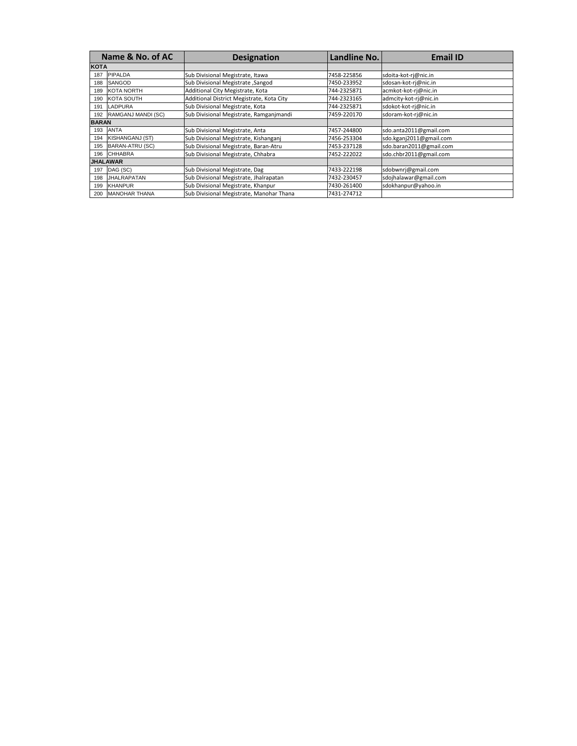| Name & No. of AC | | Designation | Landline No. | Email ID |
|---|---|---|---|---|
| **KOTA** | | | | |
| 187 | PIPALDA | Sub Divisional Megistrate, Itawa | 7458-225856 | sdoita-kot-rj@nic.in |
| 188 | SANGOD | Sub Divisional Megistrate ,Sangod | 7450-233952 | sdosan-kot-rj@nic.in |
| 189 | KOTA NORTH | Additional City Megistrate, Kota | 744-2325871 | acmkot-kot-rj@nic.in |
| 190 | KOTA SOUTH | Additional District Megistrate, Kota City | 744-2323165 | admcity-kot-rj@nic.in |
| 191 | LADPURA | Sub Divisional Megistrate, Kota | 744-2325871 | sdokot-kot-rj@nic.in |
| 192 | RAMGANJ MANDI (SC) | Sub Divisional Megistrate, Ramganjmandi | 7459-220170 | sdoram-kot-rj@nic.in |
| **BARAN** | | | | |
| 193 | ANTA | Sub Divisional Megistrate, Anta | 7457-244800 | sdo.anta2011@gmail.com |
| 194 | KISHANGANJ (ST) | Sub Divisional Megistrate, Kishanganj | 7456-253304 | sdo.kganj2011@gmail.com |
| 195 | BARAN-ATRU (SC) | Sub Divisional Megistrate, Baran-Atru | 7453-237128 | sdo.baran2011@gmail.com |
| 196 | CHHABRA | Sub Divisional Megistrate, Chhabra | 7452-222022 | sdo.chbr2011@gmail.com |
| **JHALAWAR** | | | | |
| 197 | DAG (SC) | Sub Divisional Megistrate, Dag | 7433-222198 | sdobwnrj@gmail.com |
| 198 | JHALRAPATAN | Sub Divisional Megistrate, Jhalrapatan | 7432-230457 | sdojhalawar@gmail.com |
| 199 | KHANPUR | Sub Divisional Megistrate, Khanpur | 7430-261400 | sdokhanpur@yahoo.in |
| 200 | MANOHAR THANA | Sub Divisional Megistrate, Manohar Thana | 7431-274712 | |